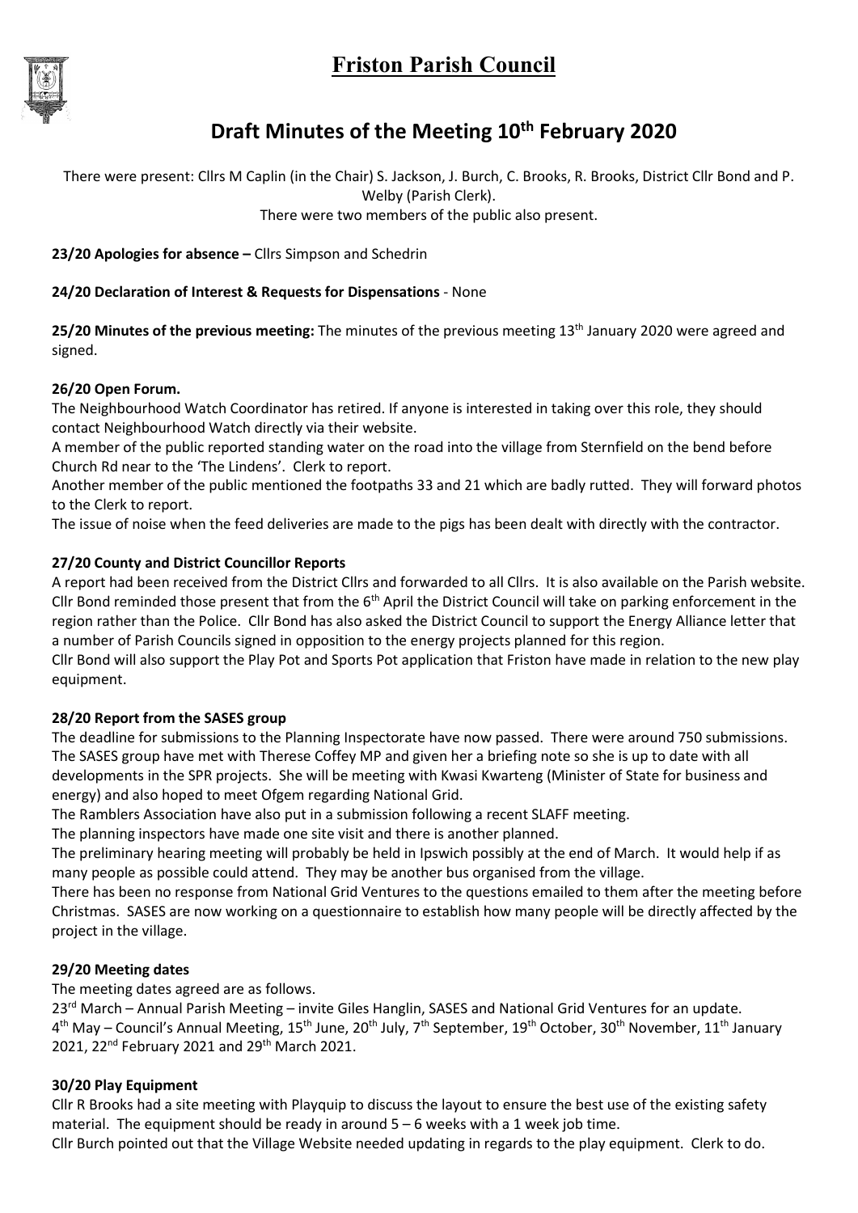# Friston Parish Council

## Draft Minutes of the Meeting 10th February 2020

There were present: Cllrs M Caplin (in the Chair) S. Jackson, J. Burch, C. Brooks, R. Brooks, District Cllr Bond and P. Welby (Parish Clerk).
There were two members of the public also present.

**23/20 Apologies for absence –** Cllrs Simpson and Schedrin

**24/20 Declaration of Interest & Requests for Dispensations** - None

**25/20 Minutes of the previous meeting:** The minutes of the previous meeting 13th January 2020 were agreed and signed.

**26/20 Open Forum.**

The Neighbourhood Watch Coordinator has retired. If anyone is interested in taking over this role, they should contact Neighbourhood Watch directly via their website.

A member of the public reported standing water on the road into the village from Sternfield on the bend before Church Rd near to the 'The Lindens'. Clerk to report.

Another member of the public mentioned the footpaths 33 and 21 which are badly rutted. They will forward photos to the Clerk to report.

The issue of noise when the feed deliveries are made to the pigs has been dealt with directly with the contractor.

**27/20 County and District Councillor Reports**

A report had been received from the District Cllrs and forwarded to all Cllrs. It is also available on the Parish website. Cllr Bond reminded those present that from the 6th April the District Council will take on parking enforcement in the region rather than the Police. Cllr Bond has also asked the District Council to support the Energy Alliance letter that a number of Parish Councils signed in opposition to the energy projects planned for this region.

Cllr Bond will also support the Play Pot and Sports Pot application that Friston have made in relation to the new play equipment.

**28/20 Report from the SASES group**

The deadline for submissions to the Planning Inspectorate have now passed. There were around 750 submissions. The SASES group have met with Therese Coffey MP and given her a briefing note so she is up to date with all developments in the SPR projects. She will be meeting with Kwasi Kwarteng (Minister of State for business and energy) and also hoped to meet Ofgem regarding National Grid.

The Ramblers Association have also put in a submission following a recent SLAFF meeting.

The planning inspectors have made one site visit and there is another planned.

The preliminary hearing meeting will probably be held in Ipswich possibly at the end of March. It would help if as many people as possible could attend. They may be another bus organised from the village.

There has been no response from National Grid Ventures to the questions emailed to them after the meeting before Christmas. SASES are now working on a questionnaire to establish how many people will be directly affected by the project in the village.

**29/20 Meeting dates**

The meeting dates agreed are as follows.

23rd March – Annual Parish Meeting – invite Giles Hanglin, SASES and National Grid Ventures for an update.
4th May – Council's Annual Meeting, 15th June, 20th July, 7th September, 19th October, 30th November, 11th January 2021, 22nd February 2021 and 29th March 2021.

**30/20 Play Equipment**

Cllr R Brooks had a site meeting with Playquip to discuss the layout to ensure the best use of the existing safety material. The equipment should be ready in around 5 – 6 weeks with a 1 week job time.

Cllr Burch pointed out that the Village Website needed updating in regards to the play equipment. Clerk to do.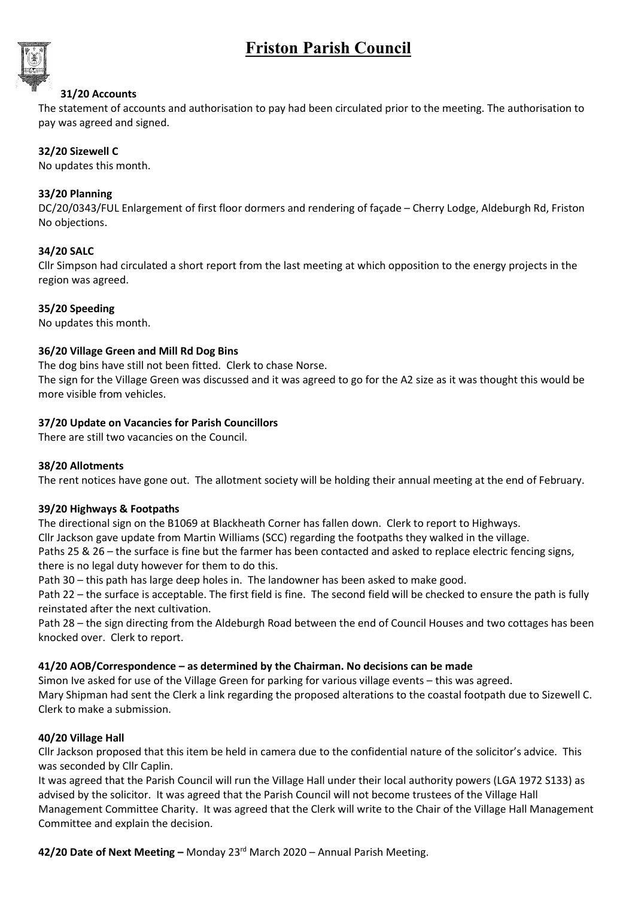# Friston Parish Council

### 31/20 Accounts

The statement of accounts and authorisation to pay had been circulated prior to the meeting. The authorisation to pay was agreed and signed.

### 32/20 Sizewell C

No updates this month.

### 33/20 Planning

DC/20/0343/FUL Enlargement of first floor dormers and rendering of façade – Cherry Lodge, Aldeburgh Rd, Friston
No objections.

### 34/20 SALC

Cllr Simpson had circulated a short report from the last meeting at which opposition to the energy projects in the region was agreed.

### 35/20 Speeding

No updates this month.

### 36/20 Village Green and Mill Rd Dog Bins

The dog bins have still not been fitted. Clerk to chase Norse.
The sign for the Village Green was discussed and it was agreed to go for the A2 size as it was thought this would be more visible from vehicles.

### 37/20 Update on Vacancies for Parish Councillors

There are still two vacancies on the Council.

### 38/20 Allotments

The rent notices have gone out. The allotment society will be holding their annual meeting at the end of February.

### 39/20 Highways & Footpaths

The directional sign on the B1069 at Blackheath Corner has fallen down. Clerk to report to Highways.
Cllr Jackson gave update from Martin Williams (SCC) regarding the footpaths they walked in the village.
Paths 25 & 26 – the surface is fine but the farmer has been contacted and asked to replace electric fencing signs, there is no legal duty however for them to do this.
Path 30 – this path has large deep holes in. The landowner has been asked to make good.
Path 22 – the surface is acceptable. The first field is fine. The second field will be checked to ensure the path is fully reinstated after the next cultivation.
Path 28 – the sign directing from the Aldeburgh Road between the end of Council Houses and two cottages has been knocked over. Clerk to report.

### 41/20 AOB/Correspondence – as determined by the Chairman. No decisions can be made

Simon Ive asked for use of the Village Green for parking for various village events – this was agreed.
Mary Shipman had sent the Clerk a link regarding the proposed alterations to the coastal footpath due to Sizewell C. Clerk to make a submission.

### 40/20 Village Hall

Cllr Jackson proposed that this item be held in camera due to the confidential nature of the solicitor's advice. This was seconded by Cllr Caplin.
It was agreed that the Parish Council will run the Village Hall under their local authority powers (LGA 1972 S133) as advised by the solicitor. It was agreed that the Parish Council will not become trustees of the Village Hall Management Committee Charity. It was agreed that the Clerk will write to the Chair of the Village Hall Management Committee and explain the decision.

**42/20 Date of Next Meeting –** Monday 23rd March 2020 – Annual Parish Meeting.